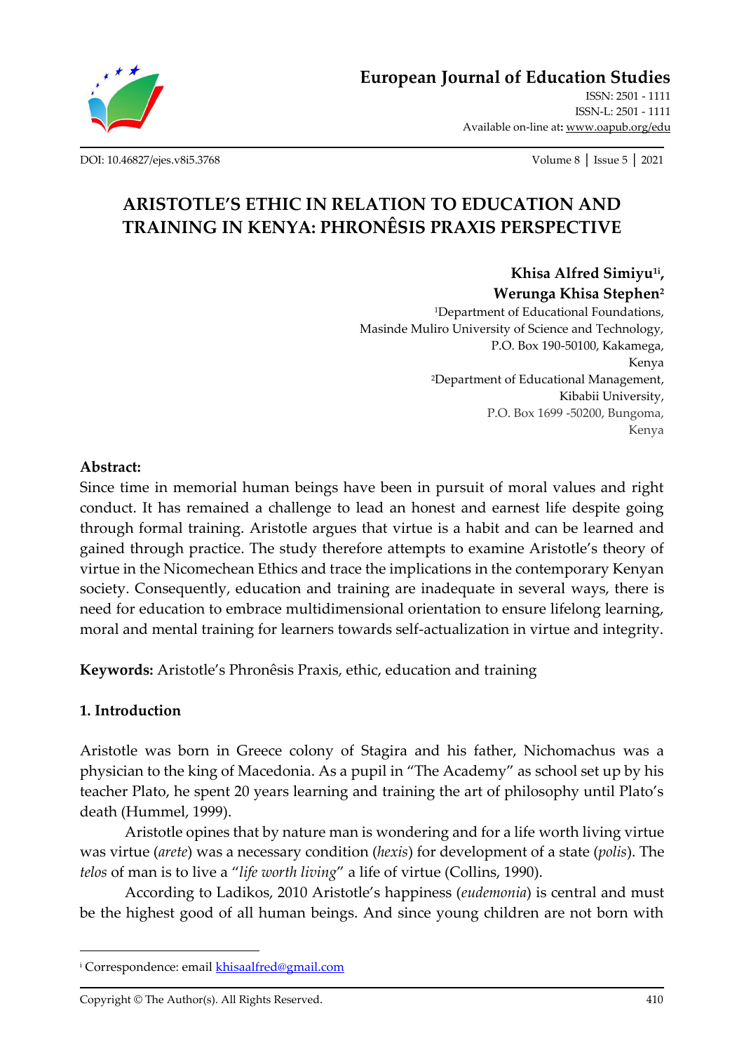European Journal of Education Studies

ISSN: 2501 - 1111
ISSN-L: 2501 - 1111
Available on-line at: www.oapub.org/edu

DOI: 10.46827/ejes.v8i5.3768 Volume 8 | Issue 5 | 2021

# ARISTOTLE'S ETHIC IN RELATION TO EDUCATION AND TRAINING IN KENYA: PHRONÊSIS PRAXIS PERSPECTIVE

**Khisa Alfred Simiyu[1i], Werunga Khisa Stephen[2]**

[1]Department of Educational Foundations,
Masinde Muliro University of Science and Technology,
P.O. Box 190-50100, Kakamega,
Kenya

[2]Department of Educational Management,
Kibabii University,
P.O. Box 1699 -50200, Bungoma,
Kenya

### Abstract:

Since time in memorial human beings have been in pursuit of moral values and right conduct. It has remained a challenge to lead an honest and earnest life despite going through formal training. Aristotle argues that virtue is a habit and can be learned and gained through practice. The study therefore attempts to examine Aristotle's theory of virtue in the Nicomechean Ethics and trace the implications in the contemporary Kenyan society. Consequently, education and training are inadequate in several ways, there is need for education to embrace multidimensional orientation to ensure lifelong learning, moral and mental training for learners towards self-actualization in virtue and integrity.

**Keywords:** Aristotle's Phronêsis Praxis, ethic, education and training

## 1. Introduction

Aristotle was born in Greece colony of Stagira and his father, Nichomachus was a physician to the king of Macedonia. As a pupil in "The Academy" as school set up by his teacher Plato, he spent 20 years learning and training the art of philosophy until Plato's death (Hummel, 1999).

Aristotle opines that by nature man is wondering and for a life worth living virtue was virtue (*arete*) was a necessary condition (*hexis*) for development of a state (*polis*). The *telos* of man is to live a "*life worth living*" a life of virtue (Collins, 1990).

According to Ladikos, 2010 Aristotle's happiness (*eudemonia*) is central and must be the highest good of all human beings. And since young children are not born with

---

[i] Correspondence: email khisaalfred@gmail.com

Copyright © The Author(s). All Rights Reserved.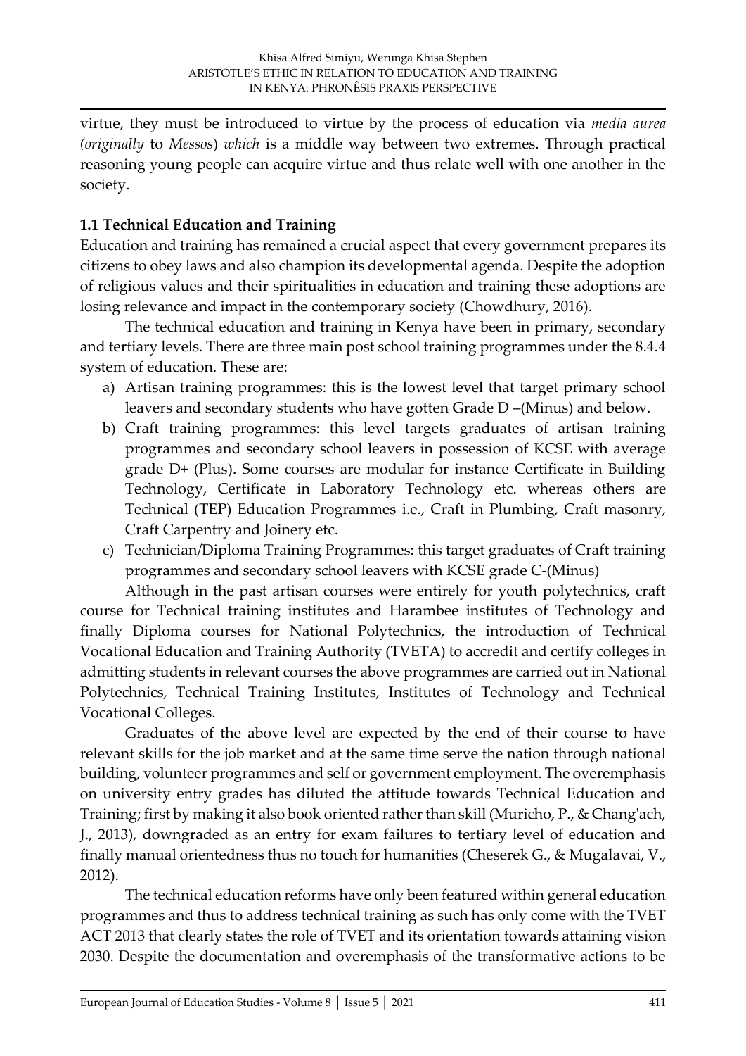virtue, they must be introduced to virtue by the process of education via *media aurea (originally* to *Messos*) *which* is a middle way between two extremes. Through practical reasoning young people can acquire virtue and thus relate well with one another in the society.

### 1.1 Technical Education and Training

Education and training has remained a crucial aspect that every government prepares its citizens to obey laws and also champion its developmental agenda. Despite the adoption of religious values and their spiritualities in education and training these adoptions are losing relevance and impact in the contemporary society (Chowdhury, 2016).

The technical education and training in Kenya have been in primary, secondary and tertiary levels. There are three main post school training programmes under the 8.4.4 system of education. These are:

a) Artisan training programmes: this is the lowest level that target primary school leavers and secondary students who have gotten Grade D –(Minus) and below.
b) Craft training programmes: this level targets graduates of artisan training programmes and secondary school leavers in possession of KCSE with average grade D+ (Plus). Some courses are modular for instance Certificate in Building Technology, Certificate in Laboratory Technology etc. whereas others are Technical (TEP) Education Programmes i.e., Craft in Plumbing, Craft masonry, Craft Carpentry and Joinery etc.
c) Technician/Diploma Training Programmes: this target graduates of Craft training programmes and secondary school leavers with KCSE grade C-(Minus)

Although in the past artisan courses were entirely for youth polytechnics, craft course for Technical training institutes and Harambee institutes of Technology and finally Diploma courses for National Polytechnics, the introduction of Technical Vocational Education and Training Authority (TVETA) to accredit and certify colleges in admitting students in relevant courses the above programmes are carried out in National Polytechnics, Technical Training Institutes, Institutes of Technology and Technical Vocational Colleges.

Graduates of the above level are expected by the end of their course to have relevant skills for the job market and at the same time serve the nation through national building, volunteer programmes and self or government employment. The overemphasis on university entry grades has diluted the attitude towards Technical Education and Training; first by making it also book oriented rather than skill (Muricho, P., & Chang'ach, J., 2013), downgraded as an entry for exam failures to tertiary level of education and finally manual orientedness thus no touch for humanities (Cheserek G., & Mugalavai, V., 2012).

The technical education reforms have only been featured within general education programmes and thus to address technical training as such has only come with the TVET ACT 2013 that clearly states the role of TVET and its orientation towards attaining vision 2030. Despite the documentation and overemphasis of the transformative actions to be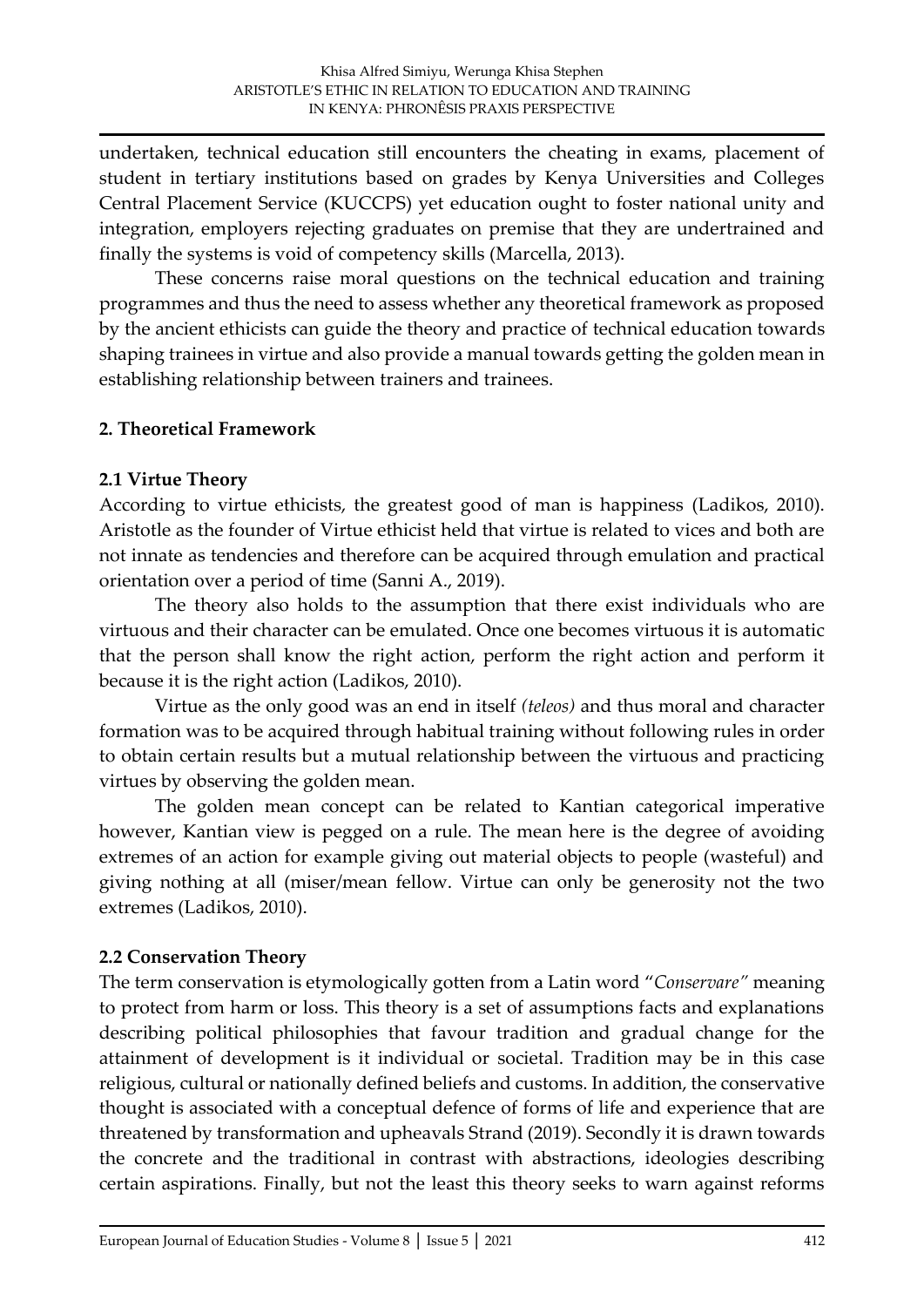undertaken, technical education still encounters the cheating in exams, placement of student in tertiary institutions based on grades by Kenya Universities and Colleges Central Placement Service (KUCCPS) yet education ought to foster national unity and integration, employers rejecting graduates on premise that they are undertrained and finally the systems is void of competency skills (Marcella, 2013).

These concerns raise moral questions on the technical education and training programmes and thus the need to assess whether any theoretical framework as proposed by the ancient ethicists can guide the theory and practice of technical education towards shaping trainees in virtue and also provide a manual towards getting the golden mean in establishing relationship between trainers and trainees.

## 2. Theoretical Framework

### 2.1 Virtue Theory

According to virtue ethicists, the greatest good of man is happiness (Ladikos, 2010). Aristotle as the founder of Virtue ethicist held that virtue is related to vices and both are not innate as tendencies and therefore can be acquired through emulation and practical orientation over a period of time (Sanni A., 2019).

The theory also holds to the assumption that there exist individuals who are virtuous and their character can be emulated. Once one becomes virtuous it is automatic that the person shall know the right action, perform the right action and perform it because it is the right action (Ladikos, 2010).

Virtue as the only good was an end in itself *(teleos)* and thus moral and character formation was to be acquired through habitual training without following rules in order to obtain certain results but a mutual relationship between the virtuous and practicing virtues by observing the golden mean.

The golden mean concept can be related to Kantian categorical imperative however, Kantian view is pegged on a rule. The mean here is the degree of avoiding extremes of an action for example giving out material objects to people (wasteful) and giving nothing at all (miser/mean fellow. Virtue can only be generosity not the two extremes (Ladikos, 2010).

### 2.2 Conservation Theory

The term conservation is etymologically gotten from a Latin word "*Conservare"* meaning to protect from harm or loss. This theory is a set of assumptions facts and explanations describing political philosophies that favour tradition and gradual change for the attainment of development is it individual or societal. Tradition may be in this case religious, cultural or nationally defined beliefs and customs. In addition, the conservative thought is associated with a conceptual defence of forms of life and experience that are threatened by transformation and upheavals Strand (2019). Secondly it is drawn towards the concrete and the traditional in contrast with abstractions, ideologies describing certain aspirations. Finally, but not the least this theory seeks to warn against reforms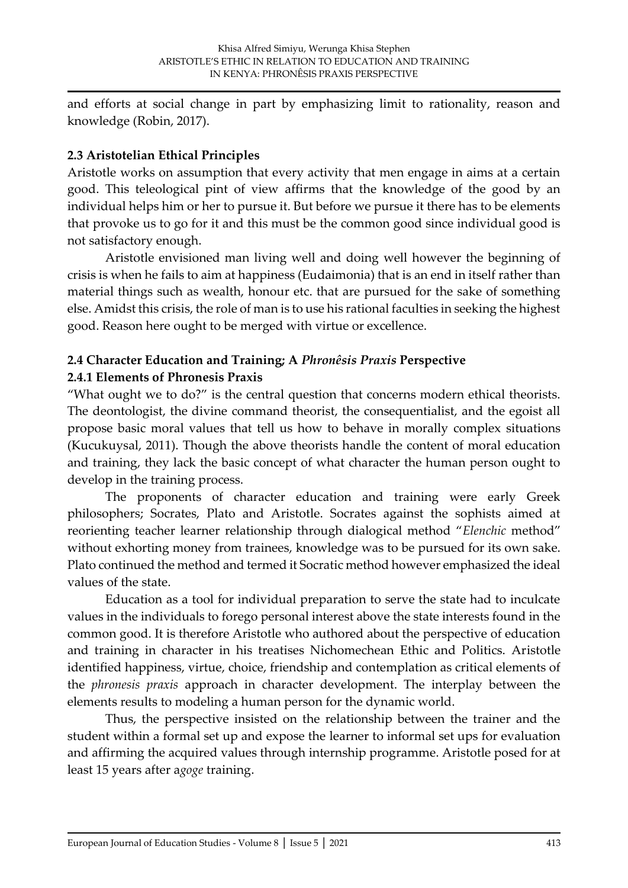and efforts at social change in part by emphasizing limit to rationality, reason and knowledge (Robin, 2017).

### 2.3 Aristotelian Ethical Principles

Aristotle works on assumption that every activity that men engage in aims at a certain good. This teleological pint of view affirms that the knowledge of the good by an individual helps him or her to pursue it. But before we pursue it there has to be elements that provoke us to go for it and this must be the common good since individual good is not satisfactory enough.

Aristotle envisioned man living well and doing well however the beginning of crisis is when he fails to aim at happiness (Eudaimonia) that is an end in itself rather than material things such as wealth, honour etc. that are pursued for the sake of something else. Amidst this crisis, the role of man is to use his rational faculties in seeking the highest good. Reason here ought to be merged with virtue or excellence.

### 2.4 Character Education and Training; A *Phronêsis Praxis* Perspective

#### 2.4.1 Elements of Phronesis Praxis

"What ought we to do?" is the central question that concerns modern ethical theorists. The deontologist, the divine command theorist, the consequentialist, and the egoist all propose basic moral values that tell us how to behave in morally complex situations (Kucukuysal, 2011). Though the above theorists handle the content of moral education and training, they lack the basic concept of what character the human person ought to develop in the training process.

The proponents of character education and training were early Greek philosophers; Socrates, Plato and Aristotle. Socrates against the sophists aimed at reorienting teacher learner relationship through dialogical method "*Elenchic* method" without exhorting money from trainees, knowledge was to be pursued for its own sake. Plato continued the method and termed it Socratic method however emphasized the ideal values of the state.

Education as a tool for individual preparation to serve the state had to inculcate values in the individuals to forego personal interest above the state interests found in the common good. It is therefore Aristotle who authored about the perspective of education and training in character in his treatises Nichomechean Ethic and Politics. Aristotle identified happiness, virtue, choice, friendship and contemplation as critical elements of the *phronesis praxis* approach in character development. The interplay between the elements results to modeling a human person for the dynamic world.

Thus, the perspective insisted on the relationship between the trainer and the student within a formal set up and expose the learner to informal set ups for evaluation and affirming the acquired values through internship programme. Aristotle posed for at least 15 years after a*goge* training.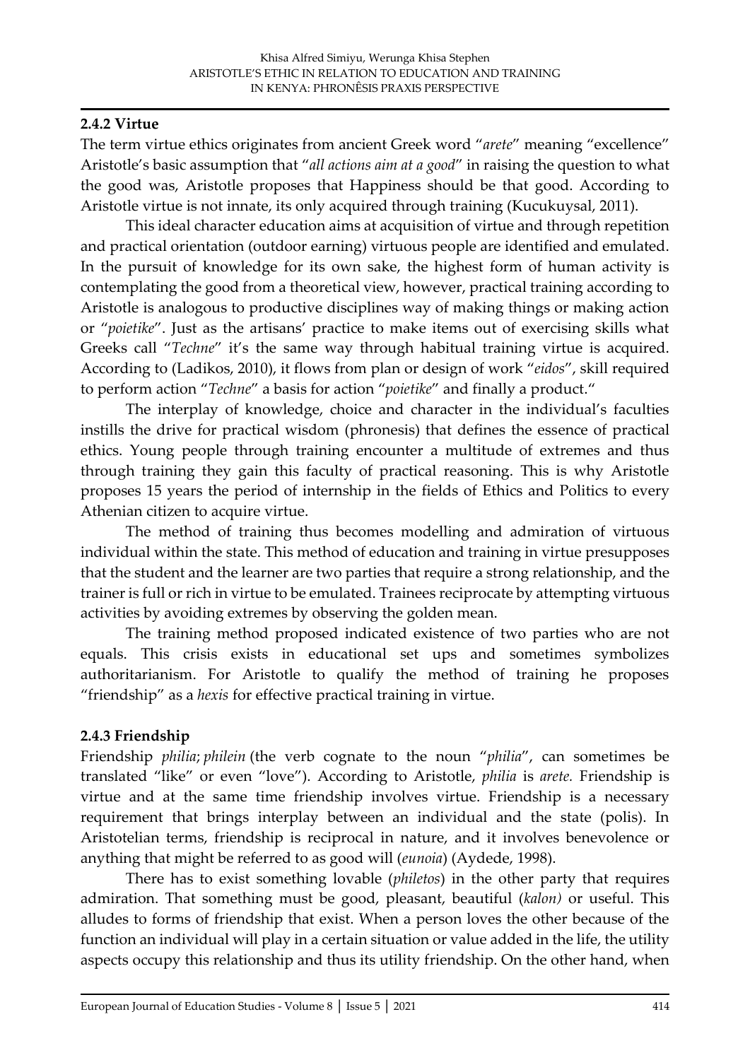### 2.4.2 Virtue

The term virtue ethics originates from ancient Greek word "*arete*" meaning "excellence" Aristotle's basic assumption that "*all actions aim at a good*" in raising the question to what the good was, Aristotle proposes that Happiness should be that good. According to Aristotle virtue is not innate, its only acquired through training (Kucukuysal, 2011).

This ideal character education aims at acquisition of virtue and through repetition and practical orientation (outdoor earning) virtuous people are identified and emulated. In the pursuit of knowledge for its own sake, the highest form of human activity is contemplating the good from a theoretical view, however, practical training according to Aristotle is analogous to productive disciplines way of making things or making action or "*poietike*". Just as the artisans' practice to make items out of exercising skills what Greeks call "*Techne*" it's the same way through habitual training virtue is acquired. According to (Ladikos, 2010), it flows from plan or design of work "*eidos*", skill required to perform action "*Techne*" a basis for action "*poietike*" and finally a product."

The interplay of knowledge, choice and character in the individual's faculties instills the drive for practical wisdom (phronesis) that defines the essence of practical ethics. Young people through training encounter a multitude of extremes and thus through training they gain this faculty of practical reasoning. This is why Aristotle proposes 15 years the period of internship in the fields of Ethics and Politics to every Athenian citizen to acquire virtue.

The method of training thus becomes modelling and admiration of virtuous individual within the state. This method of education and training in virtue presupposes that the student and the learner are two parties that require a strong relationship, and the trainer is full or rich in virtue to be emulated. Trainees reciprocate by attempting virtuous activities by avoiding extremes by observing the golden mean.

The training method proposed indicated existence of two parties who are not equals. This crisis exists in educational set ups and sometimes symbolizes authoritarianism. For Aristotle to qualify the method of training he proposes "friendship" as a *hexis* for effective practical training in virtue.

### 2.4.3 Friendship

Friendship *philia*; *philein* (the verb cognate to the noun "*philia*", can sometimes be translated "like" or even "love"). According to Aristotle, *philia* is *arete.* Friendship is virtue and at the same time friendship involves virtue. Friendship is a necessary requirement that brings interplay between an individual and the state (polis). In Aristotelian terms, friendship is reciprocal in nature, and it involves benevolence or anything that might be referred to as good will (*eunoia*) (Aydede, 1998).

There has to exist something lovable (*philetos*) in the other party that requires admiration. That something must be good, pleasant, beautiful (*kalon)* or useful. This alludes to forms of friendship that exist. When a person loves the other because of the function an individual will play in a certain situation or value added in the life, the utility aspects occupy this relationship and thus its utility friendship. On the other hand, when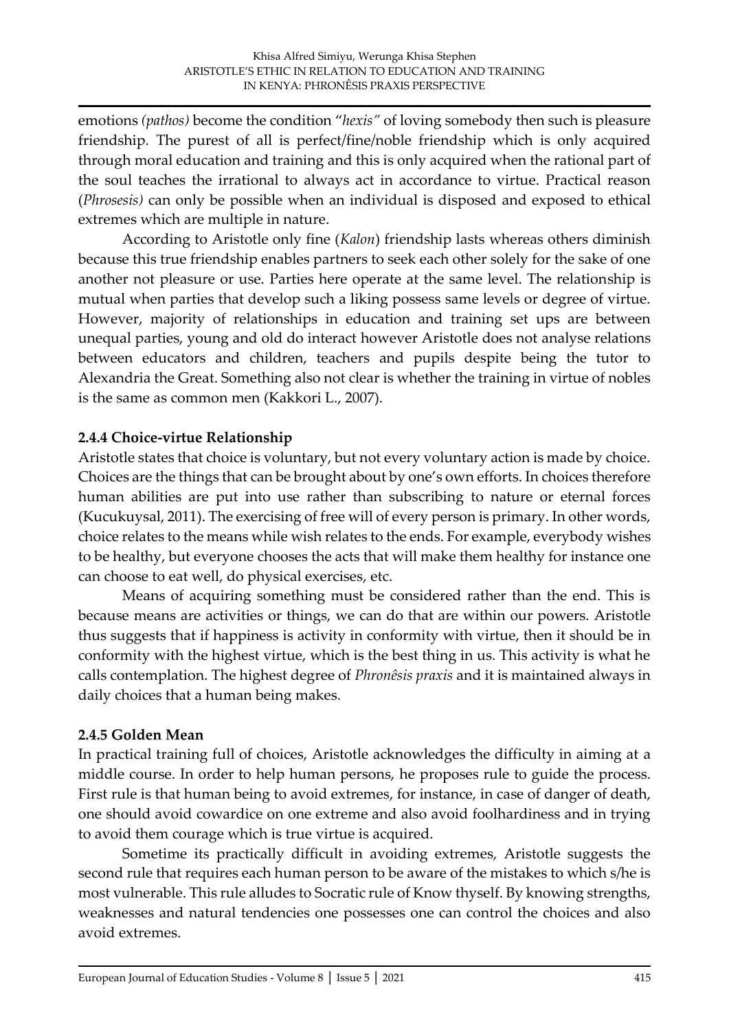emotions *(pathos)* become the condition "*hexis"* of loving somebody then such is pleasure friendship. The purest of all is perfect/fine/noble friendship which is only acquired through moral education and training and this is only acquired when the rational part of the soul teaches the irrational to always act in accordance to virtue. Practical reason (*Phrosesis)* can only be possible when an individual is disposed and exposed to ethical extremes which are multiple in nature.

According to Aristotle only fine (*Kalon*) friendship lasts whereas others diminish because this true friendship enables partners to seek each other solely for the sake of one another not pleasure or use. Parties here operate at the same level. The relationship is mutual when parties that develop such a liking possess same levels or degree of virtue. However, majority of relationships in education and training set ups are between unequal parties, young and old do interact however Aristotle does not analyse relations between educators and children, teachers and pupils despite being the tutor to Alexandria the Great. Something also not clear is whether the training in virtue of nobles is the same as common men (Kakkori L., 2007).

### 2.4.4 Choice-virtue Relationship

Aristotle states that choice is voluntary, but not every voluntary action is made by choice. Choices are the things that can be brought about by one's own efforts. In choices therefore human abilities are put into use rather than subscribing to nature or eternal forces (Kucukuysal, 2011). The exercising of free will of every person is primary. In other words, choice relates to the means while wish relates to the ends. For example, everybody wishes to be healthy, but everyone chooses the acts that will make them healthy for instance one can choose to eat well, do physical exercises, etc.

Means of acquiring something must be considered rather than the end. This is because means are activities or things, we can do that are within our powers. Aristotle thus suggests that if happiness is activity in conformity with virtue, then it should be in conformity with the highest virtue, which is the best thing in us. This activity is what he calls contemplation. The highest degree of *Phronêsis praxis* and it is maintained always in daily choices that a human being makes.

### 2.4.5 Golden Mean

In practical training full of choices, Aristotle acknowledges the difficulty in aiming at a middle course. In order to help human persons, he proposes rule to guide the process. First rule is that human being to avoid extremes, for instance, in case of danger of death, one should avoid cowardice on one extreme and also avoid foolhardiness and in trying to avoid them courage which is true virtue is acquired.

Sometime its practically difficult in avoiding extremes, Aristotle suggests the second rule that requires each human person to be aware of the mistakes to which s/he is most vulnerable. This rule alludes to Socratic rule of Know thyself. By knowing strengths, weaknesses and natural tendencies one possesses one can control the choices and also avoid extremes.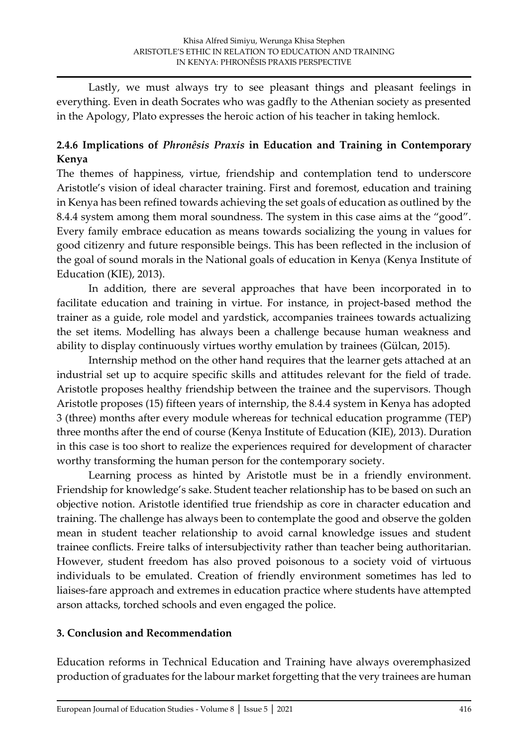Lastly, we must always try to see pleasant things and pleasant feelings in everything. Even in death Socrates who was gadfly to the Athenian society as presented in the Apology, Plato expresses the heroic action of his teacher in taking hemlock.

### 2.4.6 Implications of *Phronêsis Praxis* in Education and Training in Contemporary Kenya

The themes of happiness, virtue, friendship and contemplation tend to underscore Aristotle's vision of ideal character training. First and foremost, education and training in Kenya has been refined towards achieving the set goals of education as outlined by the 8.4.4 system among them moral soundness. The system in this case aims at the "good". Every family embrace education as means towards socializing the young in values for good citizenry and future responsible beings. This has been reflected in the inclusion of the goal of sound morals in the National goals of education in Kenya (Kenya Institute of Education (KIE), 2013).

In addition, there are several approaches that have been incorporated in to facilitate education and training in virtue. For instance, in project-based method the trainer as a guide, role model and yardstick, accompanies trainees towards actualizing the set items. Modelling has always been a challenge because human weakness and ability to display continuously virtues worthy emulation by trainees (Gülcan, 2015).

Internship method on the other hand requires that the learner gets attached at an industrial set up to acquire specific skills and attitudes relevant for the field of trade. Aristotle proposes healthy friendship between the trainee and the supervisors. Though Aristotle proposes (15) fifteen years of internship, the 8.4.4 system in Kenya has adopted 3 (three) months after every module whereas for technical education programme (TEP) three months after the end of course (Kenya Institute of Education (KIE), 2013). Duration in this case is too short to realize the experiences required for development of character worthy transforming the human person for the contemporary society.

Learning process as hinted by Aristotle must be in a friendly environment. Friendship for knowledge's sake. Student teacher relationship has to be based on such an objective notion. Aristotle identified true friendship as core in character education and training. The challenge has always been to contemplate the good and observe the golden mean in student teacher relationship to avoid carnal knowledge issues and student trainee conflicts. Freire talks of intersubjectivity rather than teacher being authoritarian. However, student freedom has also proved poisonous to a society void of virtuous individuals to be emulated. Creation of friendly environment sometimes has led to liaises-fare approach and extremes in education practice where students have attempted arson attacks, torched schools and even engaged the police.

## 3. Conclusion and Recommendation

Education reforms in Technical Education and Training have always overemphasized production of graduates for the labour market forgetting that the very trainees are human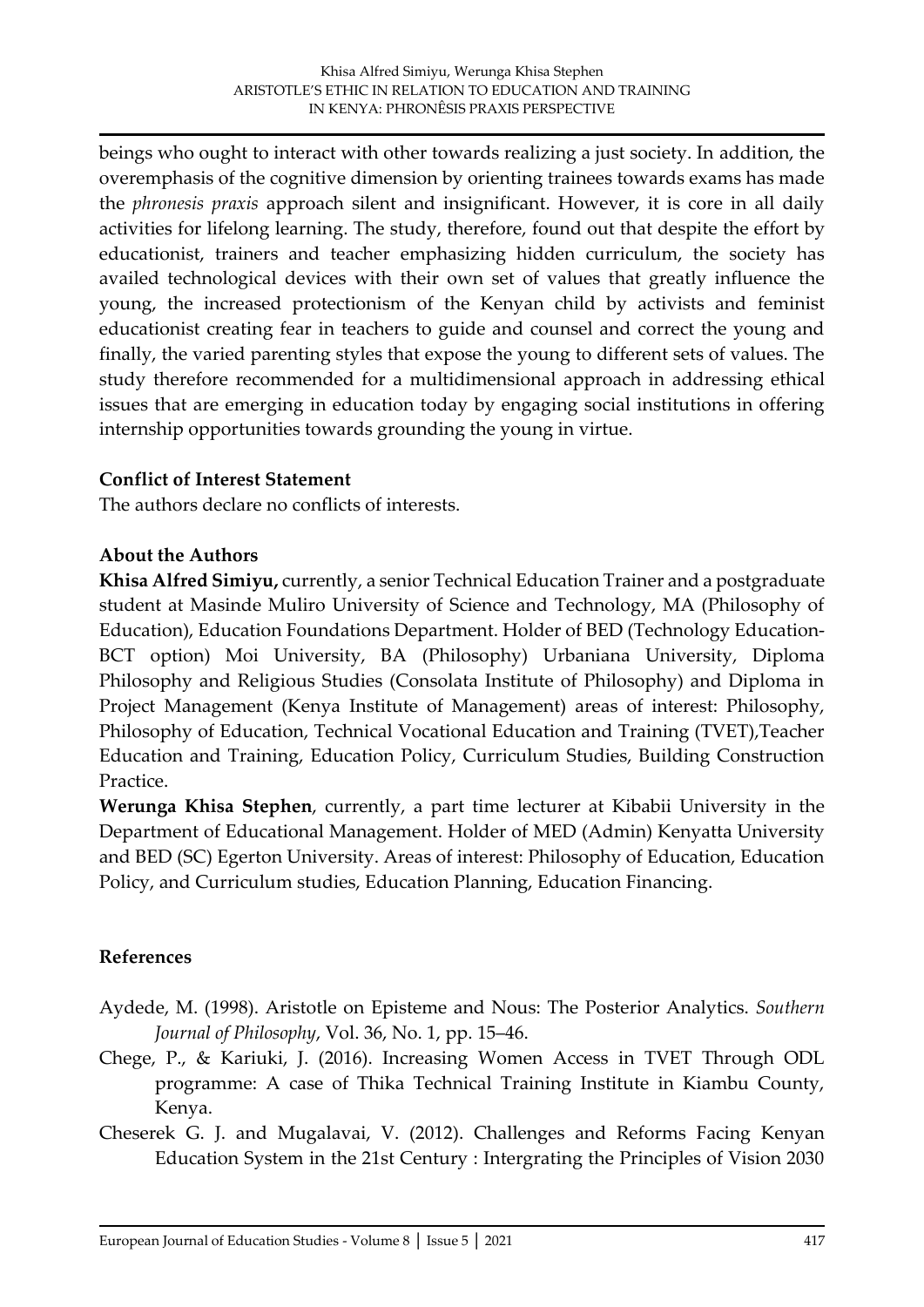beings who ought to interact with other towards realizing a just society. In addition, the overemphasis of the cognitive dimension by orienting trainees towards exams has made the *phronesis praxis* approach silent and insignificant. However, it is core in all daily activities for lifelong learning. The study, therefore, found out that despite the effort by educationist, trainers and teacher emphasizing hidden curriculum, the society has availed technological devices with their own set of values that greatly influence the young, the increased protectionism of the Kenyan child by activists and feminist educationist creating fear in teachers to guide and counsel and correct the young and finally, the varied parenting styles that expose the young to different sets of values. The study therefore recommended for a multidimensional approach in addressing ethical issues that are emerging in education today by engaging social institutions in offering internship opportunities towards grounding the young in virtue.

**Conflict of Interest Statement**

The authors declare no conflicts of interests.

**About the Authors**

**Khisa Alfred Simiyu,** currently, a senior Technical Education Trainer and a postgraduate student at Masinde Muliro University of Science and Technology, MA (Philosophy of Education), Education Foundations Department. Holder of BED (Technology Education-BCT option) Moi University, BA (Philosophy) Urbaniana University, Diploma Philosophy and Religious Studies (Consolata Institute of Philosophy) and Diploma in Project Management (Kenya Institute of Management) areas of interest: Philosophy, Philosophy of Education, Technical Vocational Education and Training (TVET),Teacher Education and Training, Education Policy, Curriculum Studies, Building Construction Practice.

**Werunga Khisa Stephen**, currently, a part time lecturer at Kibabii University in the Department of Educational Management. Holder of MED (Admin) Kenyatta University and BED (SC) Egerton University. Areas of interest: Philosophy of Education, Education Policy, and Curriculum studies, Education Planning, Education Financing.

**References**

Aydede, M. (1998). Aristotle on Episteme and Nous: The Posterior Analytics. *Southern Journal of Philosophy*, Vol. 36, No. 1, pp. 15–46.

Chege, P., & Kariuki, J. (2016). Increasing Women Access in TVET Through ODL programme: A case of Thika Technical Training Institute in Kiambu County, Kenya.

Cheserek G. J. and Mugalavai, V. (2012). Challenges and Reforms Facing Kenyan Education System in the 21st Century : Intergrating the Principles of Vision 2030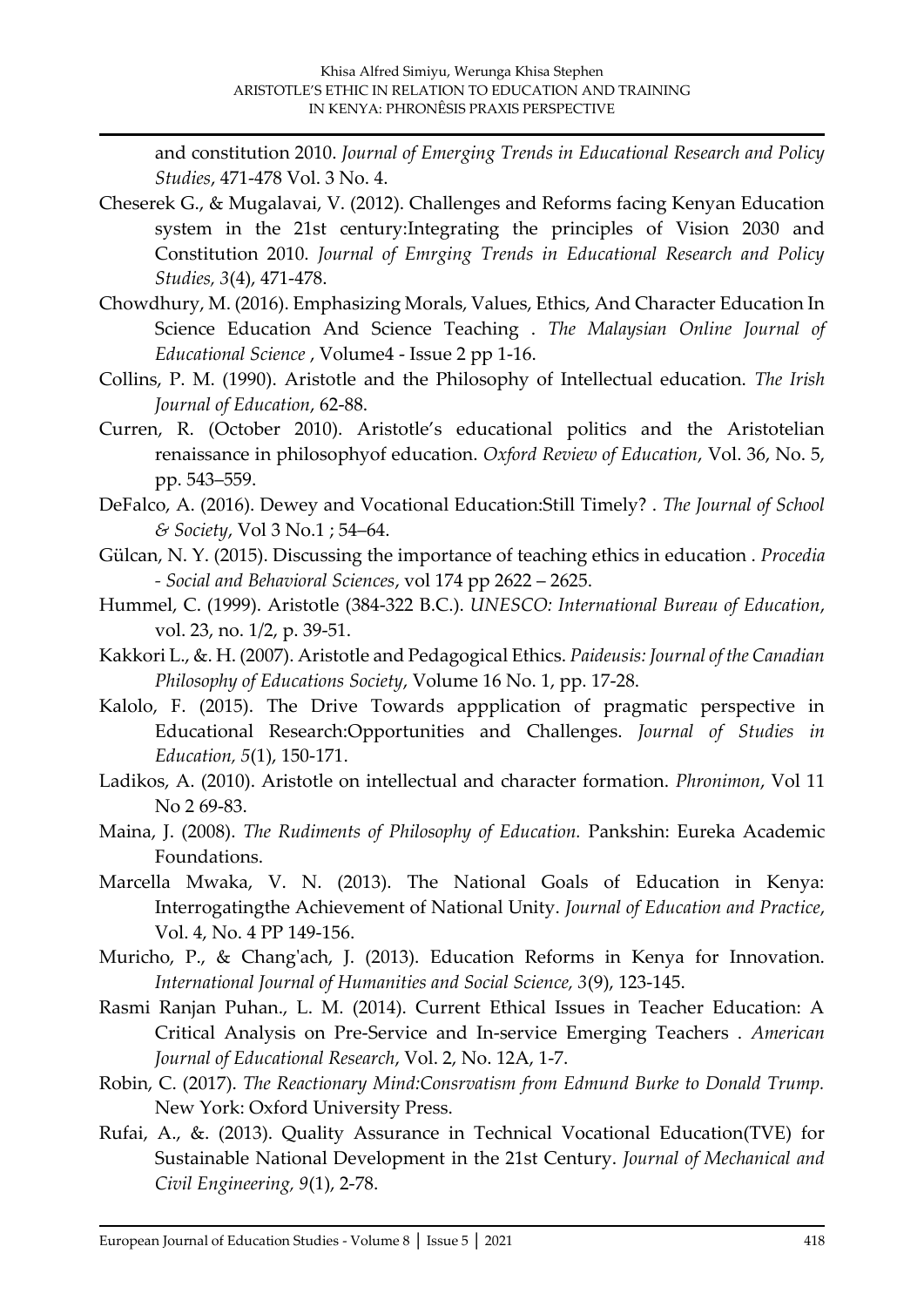and constitution 2010. *Journal of Emerging Trends in Educational Research and Policy Studies*, 471-478 Vol. 3 No. 4.

Cheserek G., & Mugalavai, V. (2012). Challenges and Reforms facing Kenyan Education system in the 21st century:Integrating the principles of Vision 2030 and Constitution 2010. *Journal of Emrging Trends in Educational Research and Policy Studies, 3*(4), 471-478.

Chowdhury, M. (2016). Emphasizing Morals, Values, Ethics, And Character Education In Science Education And Science Teaching . *The Malaysian Online Journal of Educational Science* , Volume4 - Issue 2 pp 1-16.

Collins, P. M. (1990). Aristotle and the Philosophy of Intellectual education. *The Irish Journal of Education*, 62-88.

Curren, R. (October 2010). Aristotle's educational politics and the Aristotelian renaissance in philosophyof education. *Oxford Review of Education*, Vol. 36, No. 5, pp. 543–559.

DeFalco, A. (2016). Dewey and Vocational Education:Still Timely? . *The Journal of School & Society*, Vol 3 No.1 ; 54–64.

Gülcan, N. Y. (2015). Discussing the importance of teaching ethics in education . *Procedia - Social and Behavioral Sciences*, vol 174 pp 2622 – 2625.

Hummel, C. (1999). Aristotle (384-322 B.C.). *UNESCO: International Bureau of Education*, vol. 23, no. 1/2, p. 39-51.

Kakkori L., &. H. (2007). Aristotle and Pedagogical Ethics. *Paideusis: Journal of the Canadian Philosophy of Educations Society*, Volume 16 No. 1, pp. 17-28.

Kalolo, F. (2015). The Drive Towards appplication of pragmatic perspective in Educational Research:Opportunities and Challenges. *Journal of Studies in Education, 5*(1), 150-171.

Ladikos, A. (2010). Aristotle on intellectual and character formation. *Phronimon*, Vol 11 No 2 69-83.

Maina, J. (2008). *The Rudiments of Philosophy of Education.* Pankshin: Eureka Academic Foundations.

Marcella Mwaka, V. N. (2013). The National Goals of Education in Kenya: Interrogatingthe Achievement of National Unity. *Journal of Education and Practice*, Vol. 4, No. 4 PP 149-156.

Muricho, P., & Chang'ach, J. (2013). Education Reforms in Kenya for Innovation. *International Journal of Humanities and Social Science, 3*(9), 123-145.

Rasmi Ranjan Puhan., L. M. (2014). Current Ethical Issues in Teacher Education: A Critical Analysis on Pre-Service and In-service Emerging Teachers . *American Journal of Educational Research*, Vol. 2, No. 12A, 1-7.

Robin, C. (2017). *The Reactionary Mind:Consrvatism from Edmund Burke to Donald Trump.* New York: Oxford University Press.

Rufai, A., &. (2013). Quality Assurance in Technical Vocational Education(TVE) for Sustainable National Development in the 21st Century. *Journal of Mechanical and Civil Engineering, 9*(1), 2-78.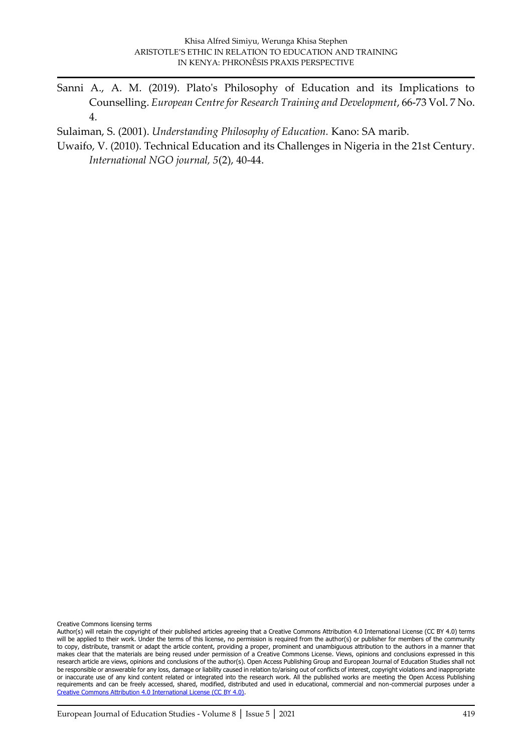Sanni A., A. M. (2019). Plato's Philosophy of Education and its Implications to Counselling. *European Centre for Research Training and Development*, 66-73 Vol. 7 No. 4.

Sulaiman, S. (2001). *Understanding Philosophy of Education.* Kano: SA marib.

Uwaifo, V. (2010). Technical Education and its Challenges in Nigeria in the 21st Century. *International NGO journal, 5*(2), 40-44.

Creative Commons licensing terms

Author(s) will retain the copyright of their published articles agreeing that a Creative Commons Attribution 4.0 International License (CC BY 4.0) terms will be applied to their work. Under the terms of this license, no permission is required from the author(s) or publisher for members of the community to copy, distribute, transmit or adapt the article content, providing a proper, prominent and unambiguous attribution to the authors in a manner that makes clear that the materials are being reused under permission of a Creative Commons License. Views, opinions and conclusions expressed in this research article are views, opinions and conclusions of the author(s). Open Access Publishing Group and European Journal of Education Studies shall not be responsible or answerable for any loss, damage or liability caused in relation to/arising out of conflicts of interest, copyright violations and inappropriate or inaccurate use of any kind content related or integrated into the research work. All the published works are meeting the Open Access Publishing requirements and can be freely accessed, shared, modified, distributed and used in educational, commercial and non-commercial purposes under a Creative Commons Attribution 4.0 International License (CC BY 4.0).